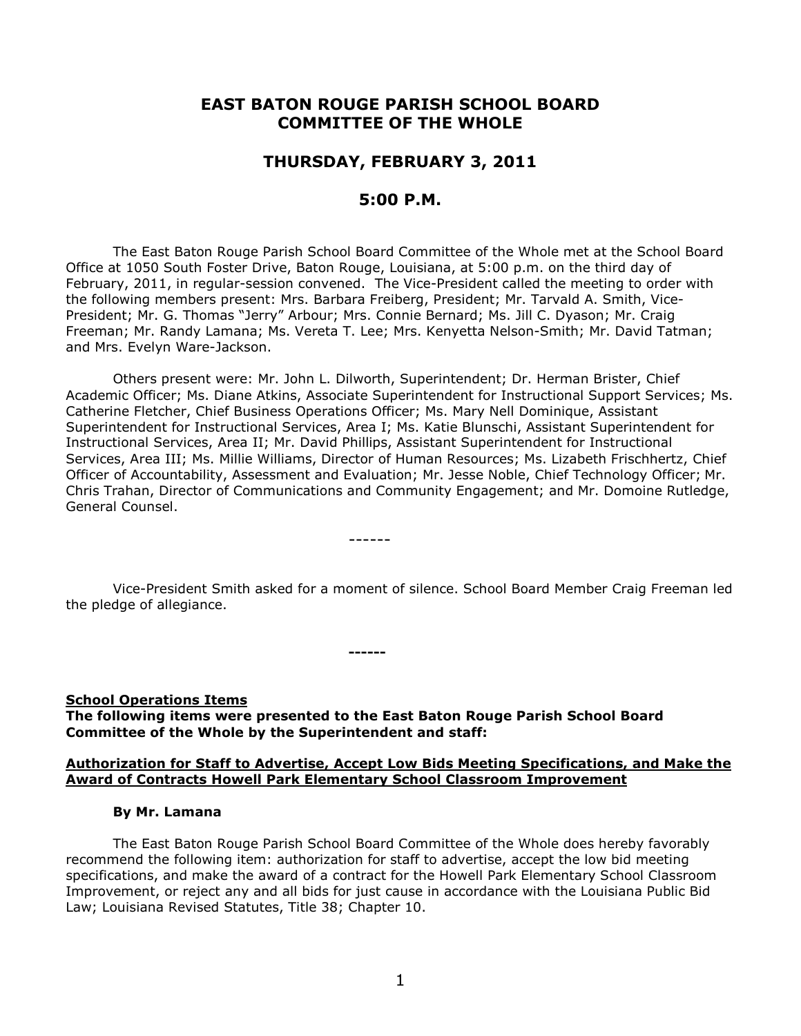# EAST BATON ROUGE PARISH SCHOOL BOARD COMMITTEE OF THE WHOLE

## THURSDAY, FEBRUARY 3, 2011

## 5:00 P.M.

The East Baton Rouge Parish School Board Committee of the Whole met at the School Board Office at 1050 South Foster Drive, Baton Rouge, Louisiana, at 5:00 p.m. on the third day of February, 2011, in regular-session convened. The Vice-President called the meeting to order with the following members present: Mrs. Barbara Freiberg, President; Mr. Tarvald A. Smith, Vice-President; Mr. G. Thomas "Jerry" Arbour; Mrs. Connie Bernard; Ms. Jill C. Dyason; Mr. Craig Freeman; Mr. Randy Lamana; Ms. Vereta T. Lee; Mrs. Kenyetta Nelson-Smith; Mr. David Tatman; and Mrs. Evelyn Ware-Jackson.

Others present were: Mr. John L. Dilworth, Superintendent; Dr. Herman Brister, Chief Academic Officer; Ms. Diane Atkins, Associate Superintendent for Instructional Support Services; Ms. Catherine Fletcher, Chief Business Operations Officer; Ms. Mary Nell Dominique, Assistant Superintendent for Instructional Services, Area I; Ms. Katie Blunschi, Assistant Superintendent for Instructional Services, Area II; Mr. David Phillips, Assistant Superintendent for Instructional Services, Area III; Ms. Millie Williams, Director of Human Resources; Ms. Lizabeth Frischhertz, Chief Officer of Accountability, Assessment and Evaluation; Mr. Jesse Noble, Chief Technology Officer; Mr. Chris Trahan, Director of Communications and Community Engagement; and Mr. Domoine Rutledge, General Counsel.

------

Vice-President Smith asked for a moment of silence. School Board Member Craig Freeman led the pledge of allegiance.

**------**

**School Operations Items**

**The following items were presented to the East Baton Rouge Parish School Board Committee of the Whole by the Superintendent and staff:**

**Authorization for Staff to Advertise, Accept Low Bids Meeting Specifications, and Make the Award of Contracts Howell Park Elementary School Classroom Improvement**

**By Mr. Lamana**

The East Baton Rouge Parish School Board Committee of the Whole does hereby favorably recommend the following item: authorization for staff to advertise, accept the low bid meeting specifications, and make the award of a contract for the Howell Park Elementary School Classroom Improvement, or reject any and all bids for just cause in accordance with the Louisiana Public Bid Law; Louisiana Revised Statutes, Title 38; Chapter 10.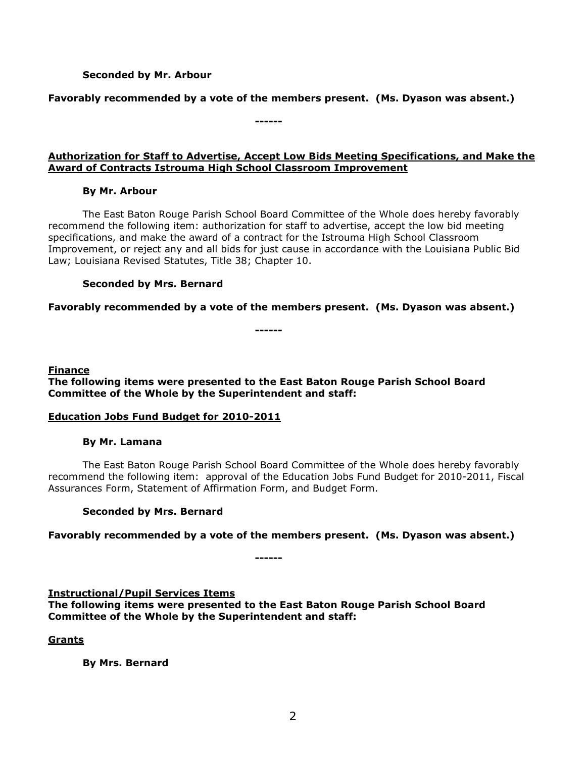**Seconded by Mr. Arbour**

**Favorably recommended by a vote of the members present. (Ms. Dyason was absent.)**

**------**

**Authorization for Staff to Advertise, Accept Low Bids Meeting Specifications, and Make the Award of Contracts Istrouma High School Classroom Improvement**

**By Mr. Arbour**

The East Baton Rouge Parish School Board Committee of the Whole does hereby favorably recommend the following item: authorization for staff to advertise, accept the low bid meeting specifications, and make the award of a contract for the Istrouma High School Classroom Improvement, or reject any and all bids for just cause in accordance with the Louisiana Public Bid Law; Louisiana Revised Statutes, Title 38; Chapter 10.

**Seconded by Mrs. Bernard**

**Favorably recommended by a vote of the members present. (Ms. Dyason was absent.)**

**------**

**Finance**

**The following items were presented to the East Baton Rouge Parish School Board Committee of the Whole by the Superintendent and staff:**

**Education Jobs Fund Budget for 2010-2011**

**By Mr. Lamana**

The East Baton Rouge Parish School Board Committee of the Whole does hereby favorably recommend the following item: approval of the Education Jobs Fund Budget for 2010-2011, Fiscal Assurances Form, Statement of Affirmation Form, and Budget Form.

**Seconded by Mrs. Bernard**

**Favorably recommended by a vote of the members present. (Ms. Dyason was absent.)**

**------**

**Instructional/Pupil Services Items**

**The following items were presented to the East Baton Rouge Parish School Board Committee of the Whole by the Superintendent and staff:**

**Grants**

**By Mrs. Bernard**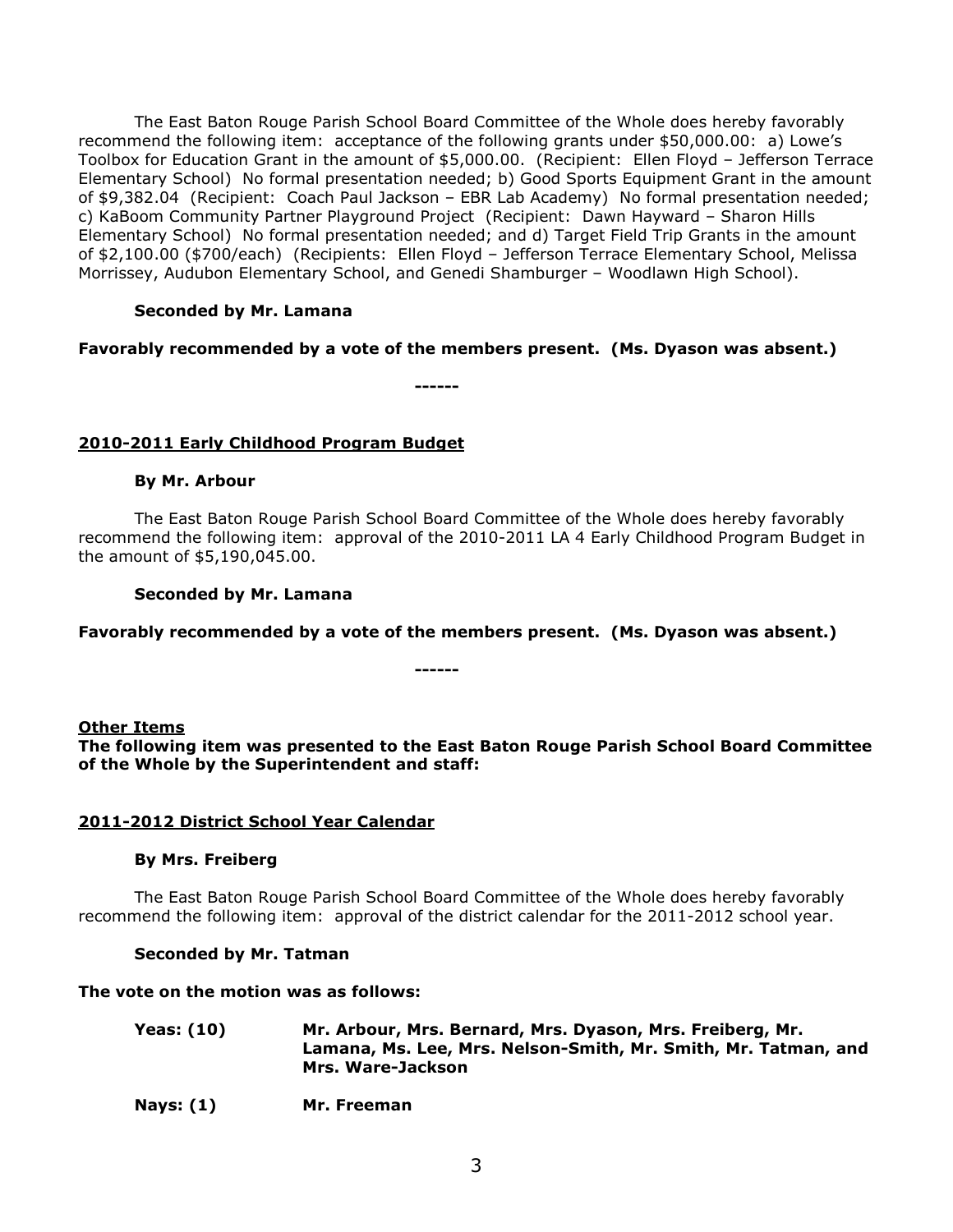The East Baton Rouge Parish School Board Committee of the Whole does hereby favorably recommend the following item: acceptance of the following grants under $50,000.00: a) Lowe's Toolbox for Education Grant in the amount of $5,000.00. (Recipient: Ellen Floyd – Jefferson Terrace Elementary School) No formal presentation needed; b) Good Sports Equipment Grant in the amount of $9,382.04 (Recipient: Coach Paul Jackson – EBR Lab Academy) No formal presentation needed; c) KaBoom Community Partner Playground Project (Recipient: Dawn Hayward – Sharon Hills Elementary School) No formal presentation needed; and d) Target Field Trip Grants in the amount of $2,100.00 ($700/each) (Recipients: Ellen Floyd – Jefferson Terrace Elementary School, Melissa Morrissey, Audubon Elementary School, and Genedi Shamburger – Woodlawn High School).

**Seconded by Mr. Lamana**

**Favorably recommended by a vote of the members present. (Ms. Dyason was absent.)**

**------**

**2010-2011 Early Childhood Program Budget**

**By Mr. Arbour**

The East Baton Rouge Parish School Board Committee of the Whole does hereby favorably recommend the following item: approval of the 2010-2011 LA 4 Early Childhood Program Budget in the amount of $5,190,045.00.

**Seconded by Mr. Lamana**

**Favorably recommended by a vote of the members present. (Ms. Dyason was absent.)**

**------**

**Other Items**

**The following item was presented to the East Baton Rouge Parish School Board Committee of the Whole by the Superintendent and staff:**

**2011-2012 District School Year Calendar**

**By Mrs. Freiberg**

The East Baton Rouge Parish School Board Committee of the Whole does hereby favorably recommend the following item: approval of the district calendar for the 2011-2012 school year.

**Seconded by Mr. Tatman**

**The vote on the motion was as follows:**

**Yeas: (10)** **Mr. Arbour, Mrs. Bernard, Mrs. Dyason, Mrs. Freiberg, Mr. Lamana, Ms. Lee, Mrs. Nelson-Smith, Mr. Smith, Mr. Tatman, and Mrs. Ware-Jackson**

**Nays: (1)** **Mr. Freeman**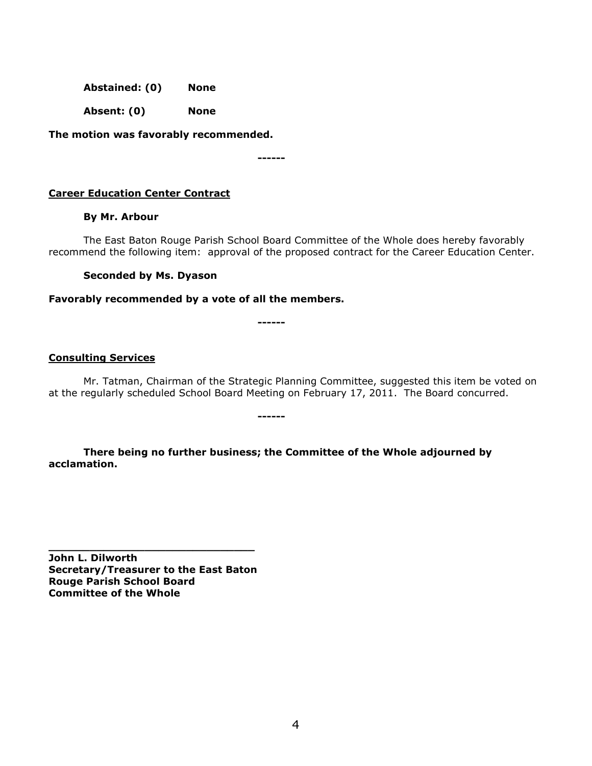**Abstained: (0)     None**

**Absent: (0)     None**

**The motion was favorably recommended.**

------

**Career Education Center Contract**

**By Mr. Arbour**

The East Baton Rouge Parish School Board Committee of the Whole does hereby favorably recommend the following item: approval of the proposed contract for the Career Education Center.

**Seconded by Ms. Dyason**

**Favorably recommended by a vote of all the members.**

------

**Consulting Services**

Mr. Tatman, Chairman of the Strategic Planning Committee, suggested this item be voted on at the regularly scheduled School Board Meeting on February 17, 2011. The Board concurred.

------

**There being no further business; the Committee of the Whole adjourned by acclamation.**

\_\_\_\_\_\_\_\_\_\_\_\_\_\_\_\_\_\_\_\_\_\_\_\_\_\_\_\_\_\_\_\_

**John L. Dilworth**
**Secretary/Treasurer to the East Baton Rouge Parish School Board**
**Committee of the Whole**